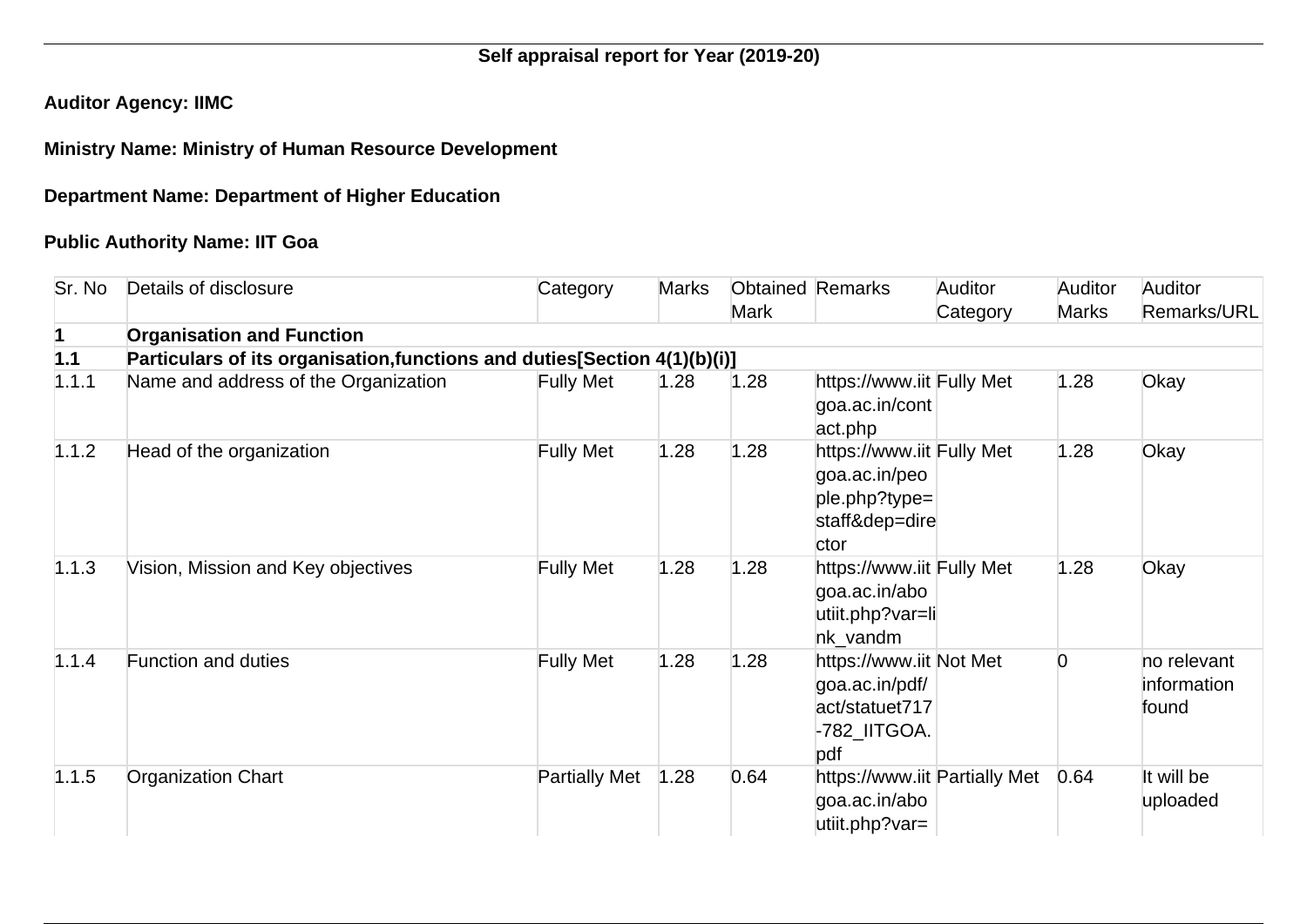**Self appraisal report for Year (2019-20)**

**Auditor Agency: IIMC**

**Ministry Name: Ministry of Human Resource Development**

**Department Name: Department of Higher Education**

**Public Authority Name: IIT Goa**

| Sr. No | Details of disclosure | Category | Marks | Obtained Mark | Remarks | Auditor Category | Auditor Marks | Auditor Remarks/URL |
|---|---|---|---|---|---|---|---|---|
| **1** | **Organisation and Function** | | | | | | | |
| **1.1** | **Particulars of its organisation,functions and duties[Section 4(1)(b)(i)]** | | | | | | | |
| 1.1.1 | Name and address of the Organization | Fully Met | 1.28 | 1.28 | https://www.iitgoa.ac.in/contact.php | Fully Met | 1.28 | Okay |
| 1.1.2 | Head of the organization | Fully Met | 1.28 | 1.28 | https://www.iitgoa.ac.in/people.php?type=staff&dep=director | Fully Met | 1.28 | Okay |
| 1.1.3 | Vision, Mission and Key objectives | Fully Met | 1.28 | 1.28 | https://www.iitgoa.ac.in/aboutiit.php?var=link_vandm | Fully Met | 1.28 | Okay |
| 1.1.4 | Function and duties | Fully Met | 1.28 | 1.28 | https://www.iitgoa.ac.in/pdf/act/statuet717-782_IITGOA.pdf | Not Met | 0 | no relevant information found |
| 1.1.5 | Organization Chart | Partially Met | 1.28 | 0.64 | https://www.iitgoa.ac.in/aboutiit.php?var= | Partially Met | 0.64 | It will be uploaded |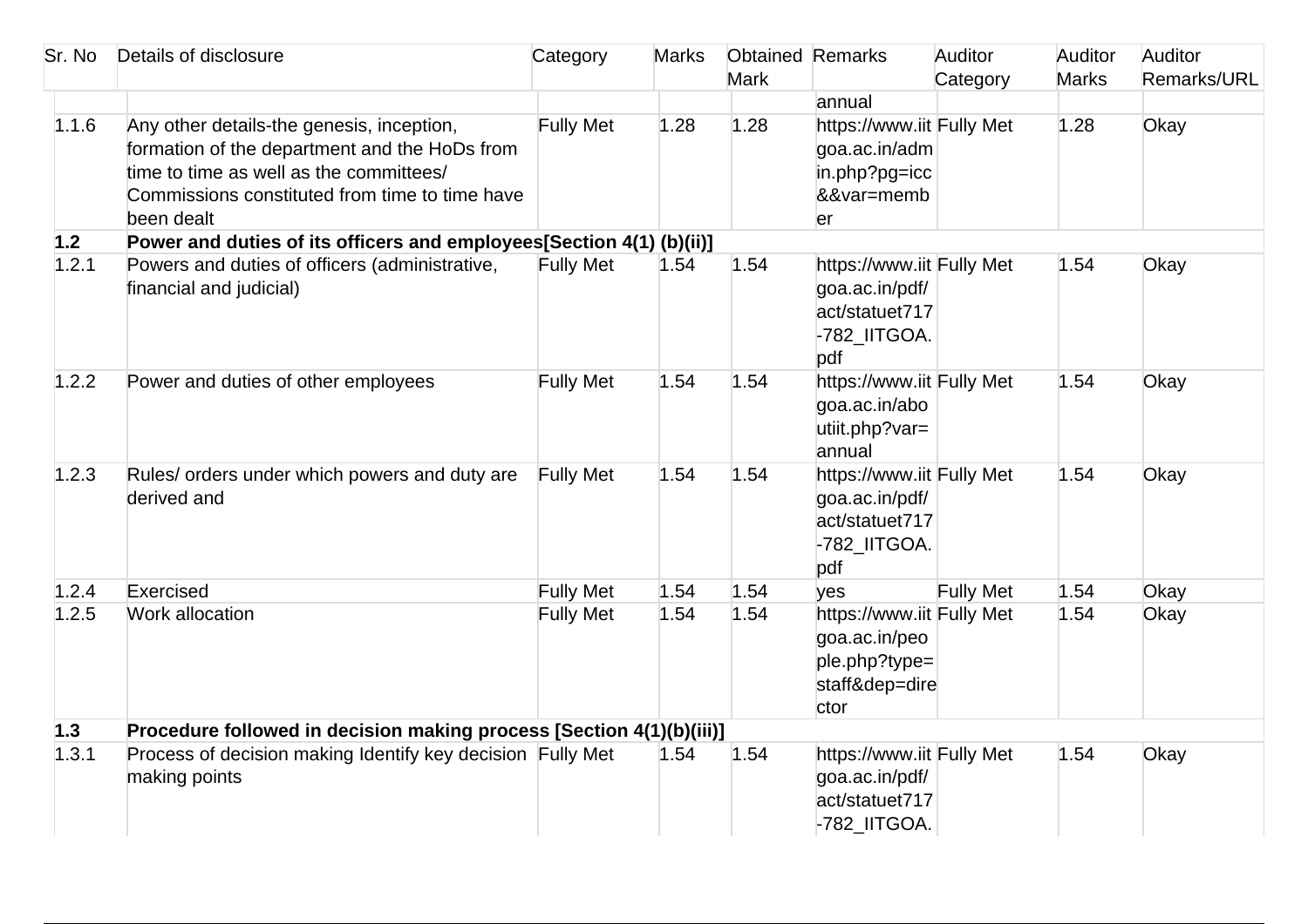| Sr. No | Details of disclosure | Category | Marks | Obtained Mark | Remarks | Auditor Category | Auditor Marks | Auditor Remarks/URL |
|---|---|---|---|---|---|---|---|---|
| | | | | | annual | | | |
| 1.1.6 | Any other details-the genesis, inception, formation of the department and the HoDs from time to time as well as the committees/ Commissions constituted from time to time have been dealt | Fully Met | 1.28 | 1.28 | https://www.iitgoa.ac.in/admin.php?pg=icc&&var=member | Fully Met | 1.28 | Okay |
| **1.2** | **Power and duties of its officers and employees[Section 4(1) (b)(ii)]** | | | | | | | |
| 1.2.1 | Powers and duties of officers (administrative, financial and judicial) | Fully Met | 1.54 | 1.54 | https://www.iitgoa.ac.in/pdf/act/statuet717-782_IITGOA.pdf | Fully Met | 1.54 | Okay |
| 1.2.2 | Power and duties of other employees | Fully Met | 1.54 | 1.54 | https://www.iitgoa.ac.in/aboutiit.php?var=annual | Fully Met | 1.54 | Okay |
| 1.2.3 | Rules/ orders under which powers and duty are derived and | Fully Met | 1.54 | 1.54 | https://www.iitgoa.ac.in/pdf/act/statuet717-782_IITGOA.pdf | Fully Met | 1.54 | Okay |
| 1.2.4 | Exercised | Fully Met | 1.54 | 1.54 | yes | Fully Met | 1.54 | Okay |
| 1.2.5 | Work allocation | Fully Met | 1.54 | 1.54 | https://www.iitgoa.ac.in/people.php?type=staff&dep=director | Fully Met | 1.54 | Okay |
| **1.3** | **Procedure followed in decision making process [Section 4(1)(b)(iii)]** | | | | | | | |
| 1.3.1 | Process of decision making Identify key decision making points | Fully Met | 1.54 | 1.54 | https://www.iitgoa.ac.in/pdf/act/statuet717-782_IITGOA. | Fully Met | 1.54 | Okay |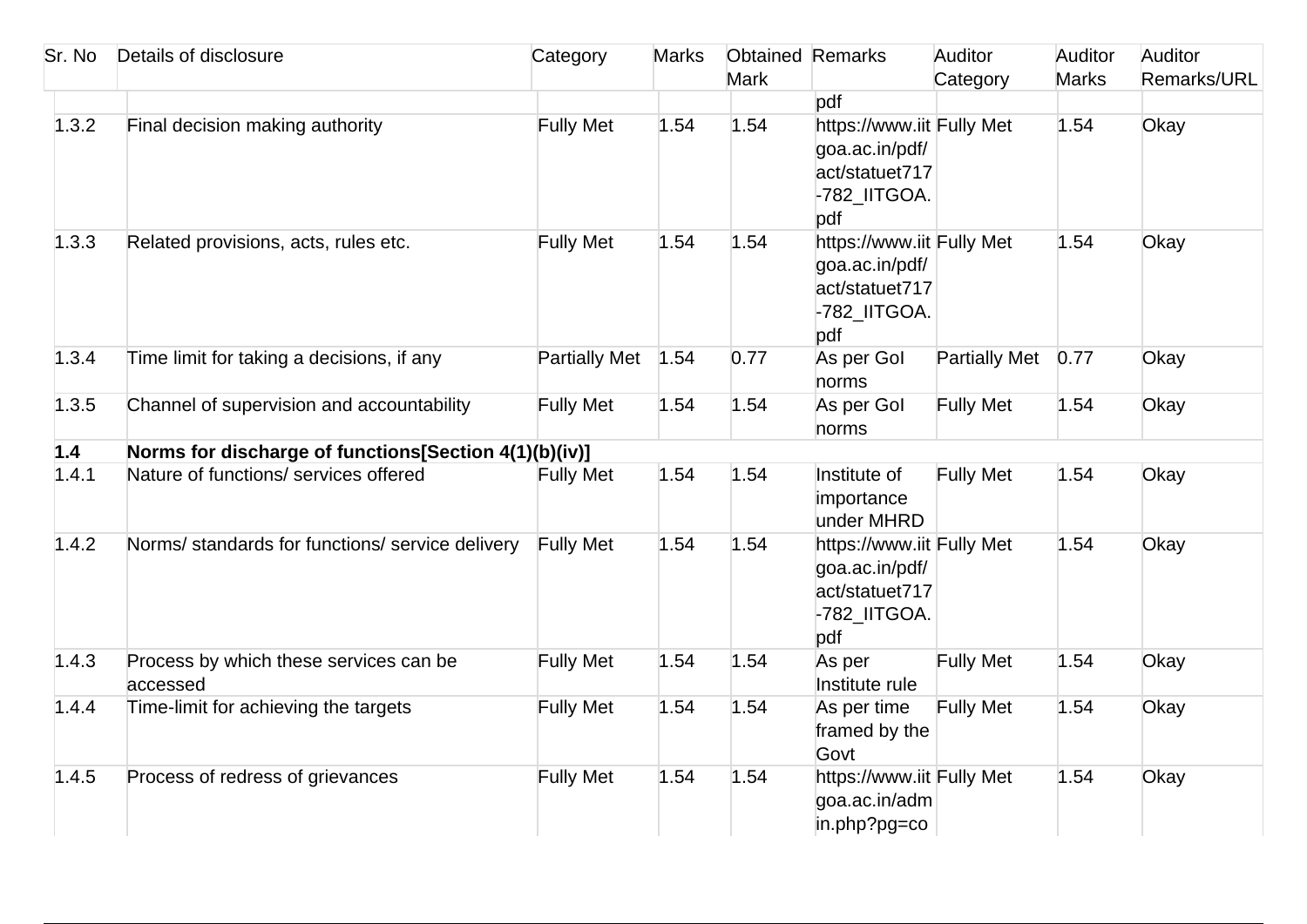| Sr. No | Details of disclosure | Category | Marks | Obtained Mark | Remarks | Auditor Category | Auditor Marks | Auditor Remarks/URL |
|---|---|---|---|---|---|---|---|---|
| | | | | | pdf | | | |
| 1.3.2 | Final decision making authority | Fully Met | 1.54 | 1.54 | https://www.iitgoa.ac.in/pdf/act/statuet717-782_IITGOA.pdf | Fully Met | 1.54 | Okay |
| 1.3.3 | Related provisions, acts, rules etc. | Fully Met | 1.54 | 1.54 | https://www.iitgoa.ac.in/pdf/act/statuet717-782_IITGOA.pdf | Fully Met | 1.54 | Okay |
| 1.3.4 | Time limit for taking a decisions, if any | Partially Met | 1.54 | 0.77 | As per GoI norms | Partially Met | 0.77 | Okay |
| 1.3.5 | Channel of supervision and accountability | Fully Met | 1.54 | 1.54 | As per GoI norms | Fully Met | 1.54 | Okay |
| **1.4** | **Norms for discharge of functions[Section 4(1)(b)(iv)]** | | | | | | | |
| 1.4.1 | Nature of functions/ services offered | Fully Met | 1.54 | 1.54 | Institute of importance under MHRD | Fully Met | 1.54 | Okay |
| 1.4.2 | Norms/ standards for functions/ service delivery | Fully Met | 1.54 | 1.54 | https://www.iitgoa.ac.in/pdf/act/statuet717-782_IITGOA.pdf | Fully Met | 1.54 | Okay |
| 1.4.3 | Process by which these services can be accessed | Fully Met | 1.54 | 1.54 | As per Institute rule | Fully Met | 1.54 | Okay |
| 1.4.4 | Time-limit for achieving the targets | Fully Met | 1.54 | 1.54 | As per time framed by the Govt | Fully Met | 1.54 | Okay |
| 1.4.5 | Process of redress of grievances | Fully Met | 1.54 | 1.54 | https://www.iitgoa.ac.in/admin.php?pg=co | Fully Met | 1.54 | Okay |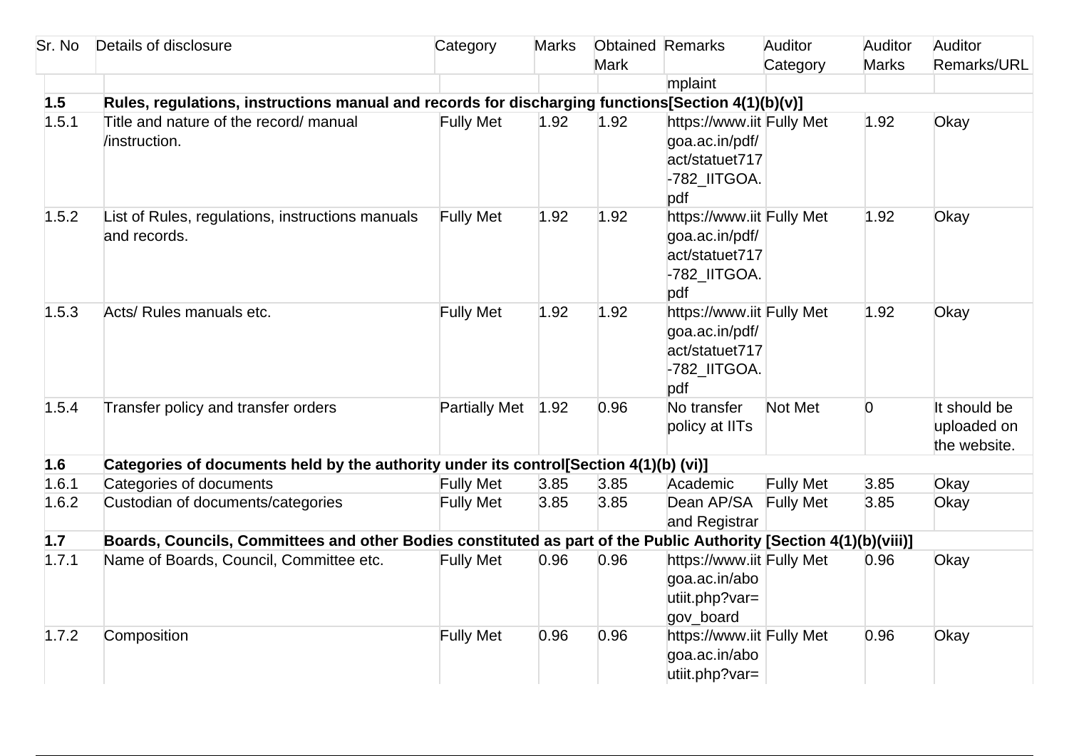| Sr. No | Details of disclosure | Category | Marks | Obtained Mark | Remarks | Auditor Category | Auditor Marks | Auditor Remarks/URL |
|---|---|---|---|---|---|---|---|---|
| | | | | | mplaint | | | |
| **1.5** | **Rules, regulations, instructions manual and records for discharging functions[Section 4(1)(b)(v)]** | | | | | | | |
| 1.5.1 | Title and nature of the record/ manual /instruction. | Fully Met | 1.92 | 1.92 | https://www.iitgoa.ac.in/pdf/act/statuet717-782_IITGOA.pdf | Fully Met | 1.92 | Okay |
| 1.5.2 | List of Rules, regulations, instructions manuals and records. | Fully Met | 1.92 | 1.92 | https://www.iitgoa.ac.in/pdf/act/statuet717-782_IITGOA.pdf | Fully Met | 1.92 | Okay |
| 1.5.3 | Acts/ Rules manuals etc. | Fully Met | 1.92 | 1.92 | https://www.iitgoa.ac.in/pdf/act/statuet717-782_IITGOA.pdf | Fully Met | 1.92 | Okay |
| 1.5.4 | Transfer policy and transfer orders | Partially Met | 1.92 | 0.96 | No transfer policy at IITs | Not Met | 0 | It should be uploaded on the website. |
| **1.6** | **Categories of documents held by the authority under its control[Section 4(1)(b) (vi)]** | | | | | | | |
| 1.6.1 | Categories of documents | Fully Met | 3.85 | 3.85 | Academic | Fully Met | 3.85 | Okay |
| 1.6.2 | Custodian of documents/categories | Fully Met | 3.85 | 3.85 | Dean AP/SA and Registrar | Fully Met | 3.85 | Okay |
| **1.7** | **Boards, Councils, Committees and other Bodies constituted as part of the Public Authority [Section 4(1)(b)(viii)]** | | | | | | | |
| 1.7.1 | Name of Boards, Council, Committee etc. | Fully Met | 0.96 | 0.96 | https://www.iitgoa.ac.in/aboutiit.php?var=gov_board | Fully Met | 0.96 | Okay |
| 1.7.2 | Composition | Fully Met | 0.96 | 0.96 | https://www.iitgoa.ac.in/aboutiit.php?var= | Fully Met | 0.96 | Okay |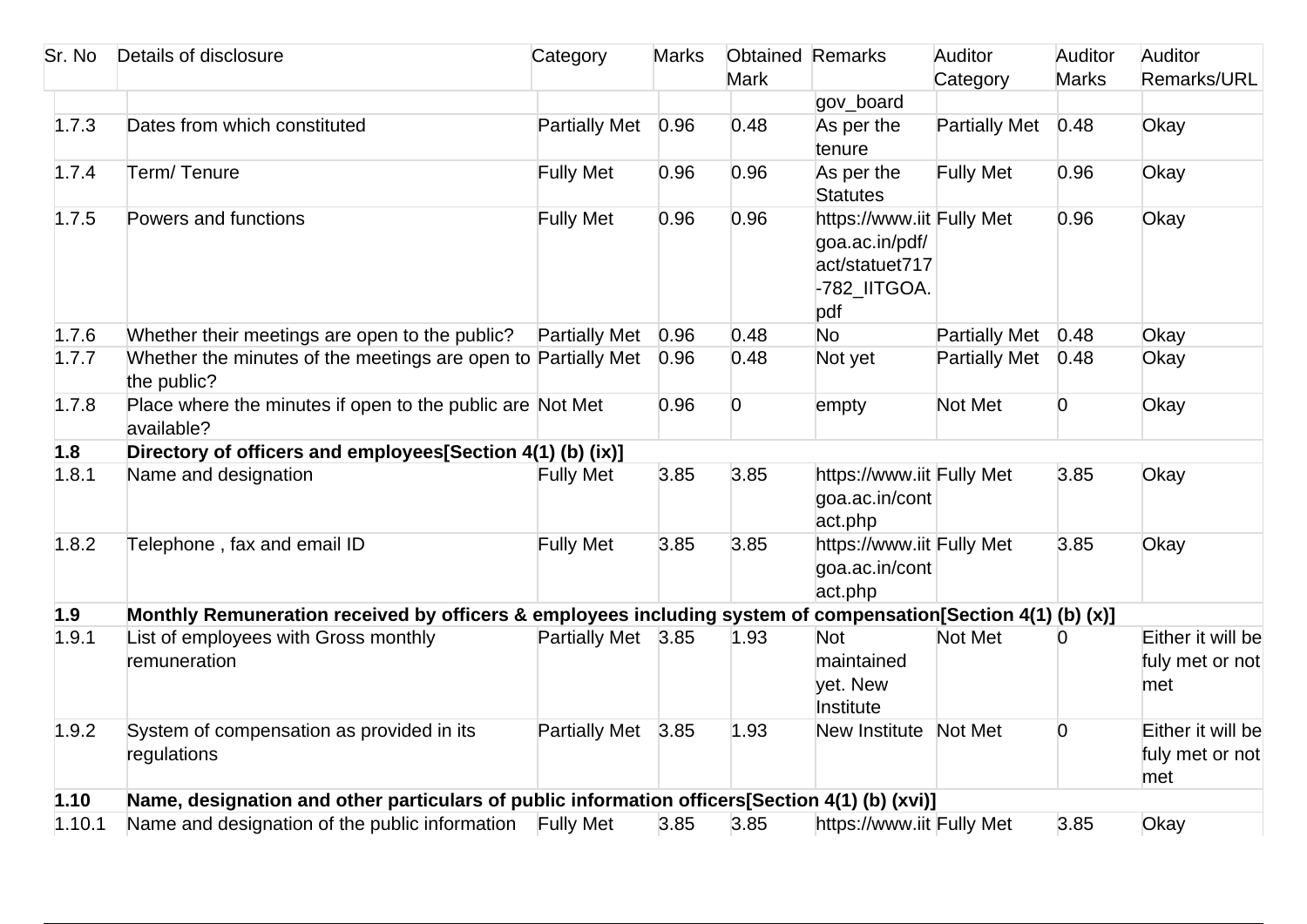| Sr. No | Details of disclosure | Category | Marks | Obtained Mark | Remarks | Auditor Category | Auditor Marks | Auditor Remarks/URL |
|---|---|---|---|---|---|---|---|---|
| | | | | | gov_board | | | |
| 1.7.3 | Dates from which constituted | Partially Met | 0.96 | 0.48 | As per the tenure | Partially Met | 0.48 | Okay |
| 1.7.4 | Term/ Tenure | Fully Met | 0.96 | 0.96 | As per the Statutes | Fully Met | 0.96 | Okay |
| 1.7.5 | Powers and functions | Fully Met | 0.96 | 0.96 | https://www.iitgoa.ac.in/pdf/act/statuet717-782_IITGOA.pdf | Fully Met | 0.96 | Okay |
| 1.7.6 | Whether their meetings are open to the public? | Partially Met | 0.96 | 0.48 | No | Partially Met | 0.48 | Okay |
| 1.7.7 | Whether the minutes of the meetings are open to the public? | Partially Met | 0.96 | 0.48 | Not yet | Partially Met | 0.48 | Okay |
| 1.7.8 | Place where the minutes if open to the public are available? | Not Met | 0.96 | 0 | empty | Not Met | 0 | Okay |
| **1.8** | **Directory of officers and employees[Section 4(1) (b) (ix)]** | | | | | | | |
| 1.8.1 | Name and designation | Fully Met | 3.85 | 3.85 | https://www.iitgoa.ac.in/contact.php | Fully Met | 3.85 | Okay |
| 1.8.2 | Telephone , fax and email ID | Fully Met | 3.85 | 3.85 | https://www.iitgoa.ac.in/contact.php | Fully Met | 3.85 | Okay |
| **1.9** | **Monthly Remuneration received by officers & employees including system of compensation[Section 4(1) (b) (x)]** | | | | | | | |
| 1.9.1 | List of employees with Gross monthly remuneration | Partially Met | 3.85 | 1.93 | Not maintained yet. New Institute | Not Met | 0 | Either it will be fuly met or not met |
| 1.9.2 | System of compensation as provided in its regulations | Partially Met | 3.85 | 1.93 | New Institute | Not Met | 0 | Either it will be fuly met or not met |
| **1.10** | **Name, designation and other particulars of public information officers[Section 4(1) (b) (xvi)]** | | | | | | | |
| 1.10.1 | Name and designation of the public information | Fully Met | 3.85 | 3.85 | https://www.iit | Fully Met | 3.85 | Okay |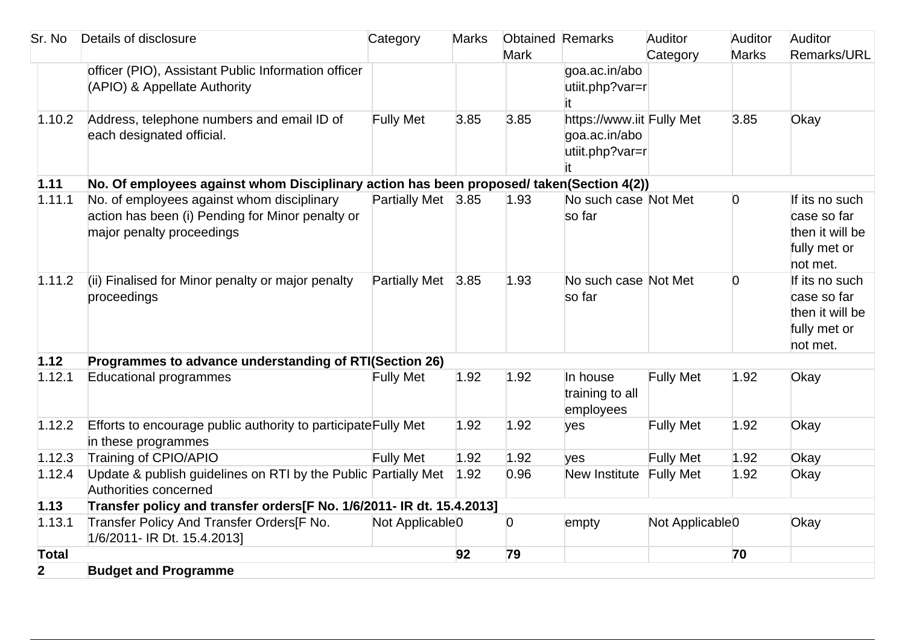| Sr. No | Details of disclosure | Category | Marks | Obtained Mark | Remarks | Auditor Category | Auditor Marks | Auditor Remarks/URL |
|---|---|---|---|---|---|---|---|---|
| | officer (PIO), Assistant Public Information officer (APIO) & Appellate Authority | | | | goa.ac.in/aboutiit.php?var=rit | | | |
| 1.10.2 | Address, telephone numbers and email ID of each designated official. | Fully Met | 3.85 | 3.85 | https://www.iitgoa.ac.in/aboutiit.php?var=rit | Fully Met | 3.85 | Okay |
| **1.11** | **No. Of employees against whom Disciplinary action has been proposed/ taken(Section 4(2))** | | | | | | | |
| 1.11.1 | No. of employees against whom disciplinary action has been (i) Pending for Minor penalty or major penalty proceedings | Partially Met | 3.85 | 1.93 | No such case so far | Not Met | 0 | If its no such case so far then it will be fully met or not met. |
| 1.11.2 | (ii) Finalised for Minor penalty or major penalty proceedings | Partially Met | 3.85 | 1.93 | No such case so far | Not Met | 0 | If its no such case so far then it will be fully met or not met. |
| **1.12** | **Programmes to advance understanding of RTI(Section 26)** | | | | | | | |
| 1.12.1 | Educational programmes | Fully Met | 1.92 | 1.92 | In house training to all employees | Fully Met | 1.92 | Okay |
| 1.12.2 | Efforts to encourage public authority to participate in these programmes | Fully Met | 1.92 | 1.92 | yes | Fully Met | 1.92 | Okay |
| 1.12.3 | Training of CPIO/APIO | Fully Met | 1.92 | 1.92 | yes | Fully Met | 1.92 | Okay |
| 1.12.4 | Update & publish guidelines on RTI by the Public Authorities concerned | Partially Met | 1.92 | 0.96 | New Institute | Fully Met | 1.92 | Okay |
| **1.13** | **Transfer policy and transfer orders[F No. 1/6/2011- IR dt. 15.4.2013]** | | | | | | | |
| 1.13.1 | Transfer Policy And Transfer Orders[F No. 1/6/2011- IR Dt. 15.4.2013] | Not Applicable | 0 | 0 | empty | Not Applicable | 0 | Okay |
| **Total** | | | **92** | **79** | | | **70** | |
| **2** | **Budget and Programme** | | | | | | | |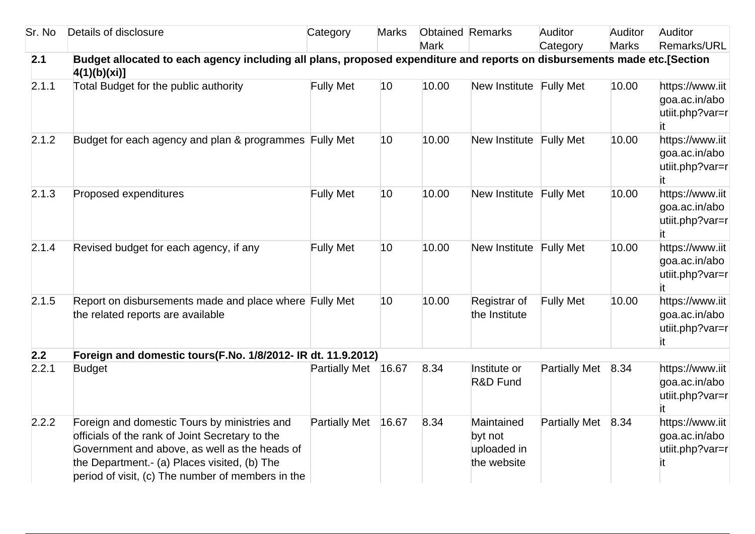| Sr. No | Details of disclosure | Category | Marks | Obtained Mark | Remarks | Auditor Category | Auditor Marks | Auditor Remarks/URL |
|---|---|---|---|---|---|---|---|---|
| **2.1** | **Budget allocated to each agency including all plans, proposed expenditure and reports on disbursements made etc.[Section 4(1)(b)(xi)]** | | | | | | | |
| 2.1.1 | Total Budget for the public authority | Fully Met | 10 | 10.00 | New Institute | Fully Met | 10.00 | https://www.iitgoa.ac.in/aboutiit.php?var=rit |
| 2.1.2 | Budget for each agency and plan & programmes | Fully Met | 10 | 10.00 | New Institute | Fully Met | 10.00 | https://www.iitgoa.ac.in/aboutiit.php?var=rit |
| 2.1.3 | Proposed expenditures | Fully Met | 10 | 10.00 | New Institute | Fully Met | 10.00 | https://www.iitgoa.ac.in/aboutiit.php?var=rit |
| 2.1.4 | Revised budget for each agency, if any | Fully Met | 10 | 10.00 | New Institute | Fully Met | 10.00 | https://www.iitgoa.ac.in/aboutiit.php?var=rit |
| 2.1.5 | Report on disbursements made and place where the related reports are available | Fully Met | 10 | 10.00 | Registrar of the Institute | Fully Met | 10.00 | https://www.iitgoa.ac.in/aboutiit.php?var=rit |
| **2.2** | **Foreign and domestic tours(F.No. 1/8/2012- IR dt. 11.9.2012)** | | | | | | | |
| 2.2.1 | Budget | Partially Met | 16.67 | 8.34 | Institute or R&D Fund | Partially Met | 8.34 | https://www.iitgoa.ac.in/aboutiit.php?var=rit |
| 2.2.2 | Foreign and domestic Tours by ministries and officials of the rank of Joint Secretary to the Government and above, as well as the heads of the Department.- (a) Places visited, (b) The period of visit, (c) The number of members in the | Partially Met | 16.67 | 8.34 | Maintained byt not uploaded in the website | Partially Met | 8.34 | https://www.iitgoa.ac.in/aboutiit.php?var=rit |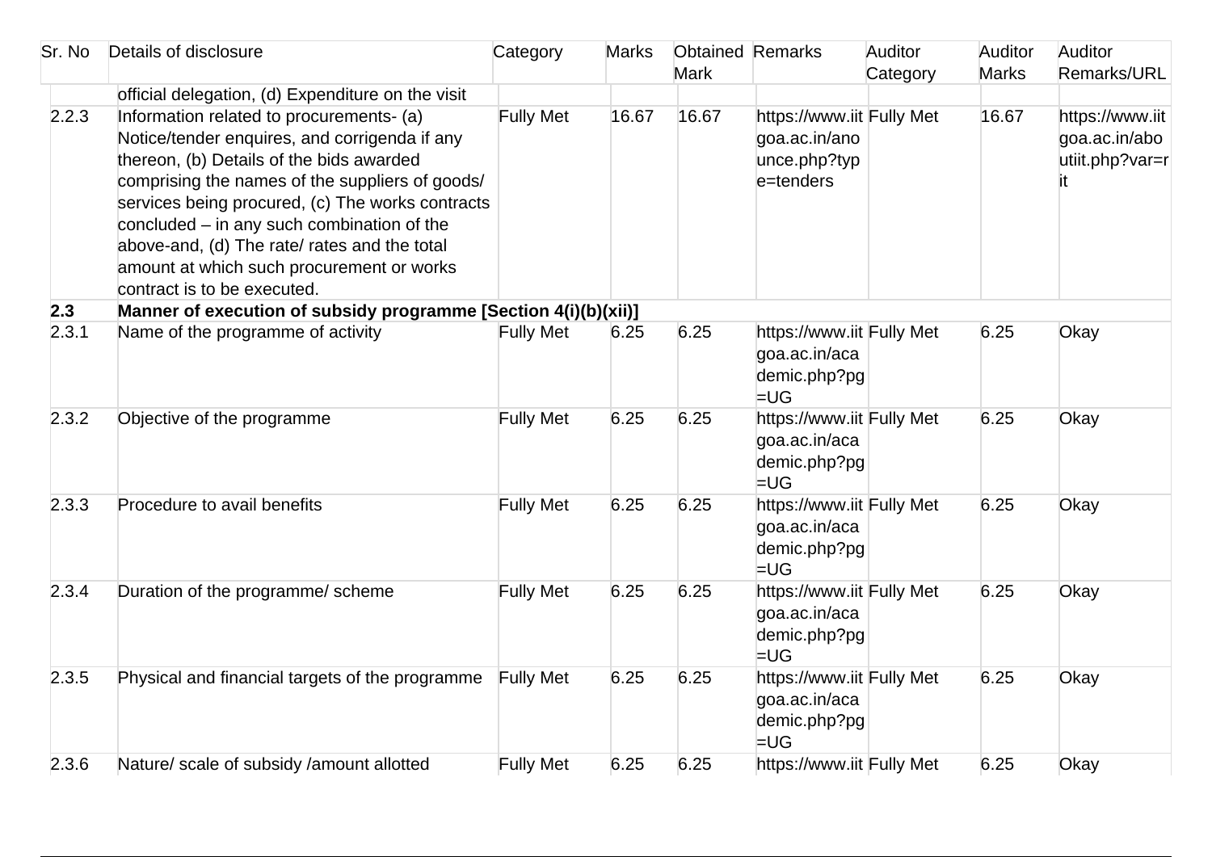| Sr. No | Details of disclosure | Category | Marks | Obtained Mark | Remarks | Auditor Category | Auditor Marks | Auditor Remarks/URL |
|---|---|---|---|---|---|---|---|---|
| | official delegation, (d) Expenditure on the visit | | | | | | | |
| 2.2.3 | Information related to procurements- (a) Notice/tender enquires, and corrigenda if any thereon, (b) Details of the bids awarded comprising the names of the suppliers of goods/ services being procured, (c) The works contracts concluded – in any such combination of the above-and, (d) The rate/ rates and the total amount at which such procurement or works contract is to be executed. | Fully Met | 16.67 | 16.67 | https://www.iitgoa.ac.in/anounce.php?type=tenders | Fully Met | 16.67 | https://www.iitgoa.ac.in/aboutiit.php?var=rit |
| **2.3** | **Manner of execution of subsidy programme [Section 4(i)(b)(xii)]** | | | | | | | |
| 2.3.1 | Name of the programme of activity | Fully Met | 6.25 | 6.25 | https://www.iitgoa.ac.in/academic.php?pg=UG | Fully Met | 6.25 | Okay |
| 2.3.2 | Objective of the programme | Fully Met | 6.25 | 6.25 | https://www.iitgoa.ac.in/academic.php?pg=UG | Fully Met | 6.25 | Okay |
| 2.3.3 | Procedure to avail benefits | Fully Met | 6.25 | 6.25 | https://www.iitgoa.ac.in/academic.php?pg=UG | Fully Met | 6.25 | Okay |
| 2.3.4 | Duration of the programme/ scheme | Fully Met | 6.25 | 6.25 | https://www.iitgoa.ac.in/academic.php?pg=UG | Fully Met | 6.25 | Okay |
| 2.3.5 | Physical and financial targets of the programme | Fully Met | 6.25 | 6.25 | https://www.iitgoa.ac.in/academic.php?pg=UG | Fully Met | 6.25 | Okay |
| 2.3.6 | Nature/ scale of subsidy /amount allotted | Fully Met | 6.25 | 6.25 | https://www.iit | Fully Met | 6.25 | Okay |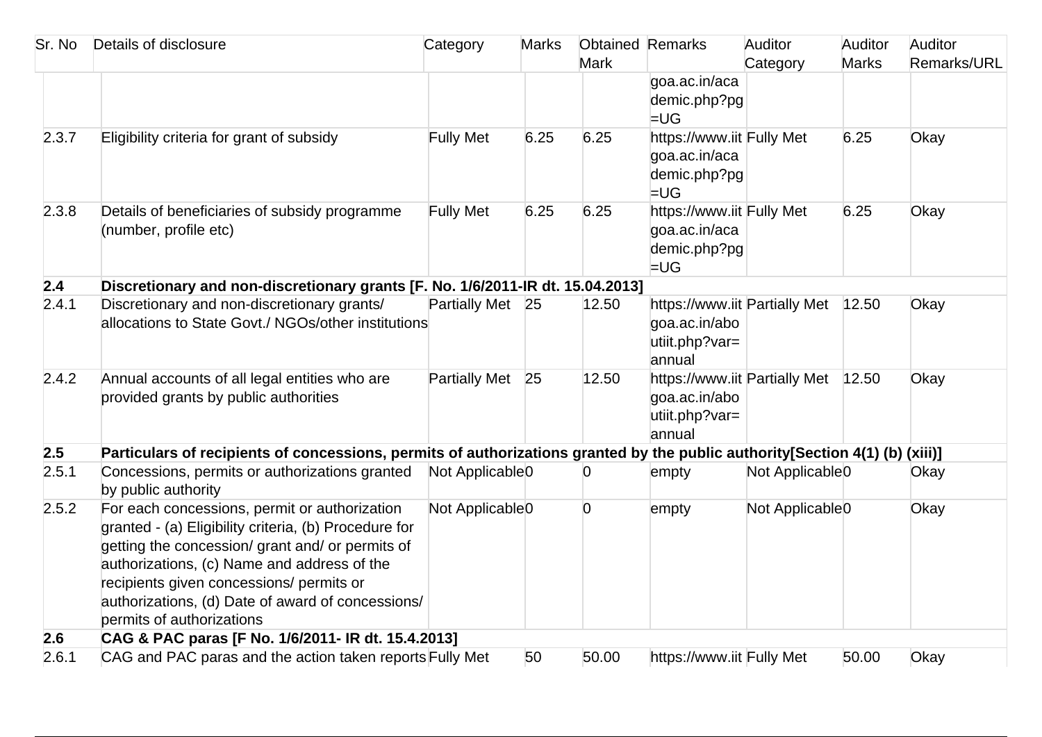| Sr. No | Details of disclosure | Category | Marks | Obtained Mark | Remarks | Auditor Category | Auditor Marks | Auditor Remarks/URL |
|---|---|---|---|---|---|---|---|---|
| | | | | | goa.ac.in/academic.php?pg=UG | | | |
| 2.3.7 | Eligibility criteria for grant of subsidy | Fully Met | 6.25 | 6.25 | https://www.iitgoa.ac.in/academic.php?pg=UG | Fully Met | 6.25 | Okay |
| 2.3.8 | Details of beneficiaries of subsidy programme (number, profile etc) | Fully Met | 6.25 | 6.25 | https://www.iitgoa.ac.in/academic.php?pg=UG | Fully Met | 6.25 | Okay |
| **2.4** | **Discretionary and non-discretionary grants [F. No. 1/6/2011-IR dt. 15.04.2013]** | | | | | | | |
| 2.4.1 | Discretionary and non-discretionary grants/ allocations to State Govt./ NGOs/other institutions | Partially Met | 25 | 12.50 | https://www.iitgoa.ac.in/aboutiit.php?var=annual | Partially Met | 12.50 | Okay |
| 2.4.2 | Annual accounts of all legal entities who are provided grants by public authorities | Partially Met | 25 | 12.50 | https://www.iitgoa.ac.in/aboutiit.php?var=annual | Partially Met | 12.50 | Okay |
| **2.5** | **Particulars of recipients of concessions, permits of authorizations granted by the public authority[Section 4(1) (b) (xiii)]** | | | | | | | |
| 2.5.1 | Concessions, permits or authorizations granted by public authority | Not Applicable | 0 | 0 | empty | Not Applicable | 0 | Okay |
| 2.5.2 | For each concessions, permit or authorization granted - (a) Eligibility criteria, (b) Procedure for getting the concession/ grant and/ or permits of authorizations, (c) Name and address of the recipients given concessions/ permits or authorizations, (d) Date of award of concessions/ permits of authorizations | Not Applicable | 0 | 0 | empty | Not Applicable | 0 | Okay |
| **2.6** | **CAG & PAC paras [F No. 1/6/2011- IR dt. 15.4.2013]** | | | | | | | |
| 2.6.1 | CAG and PAC paras and the action taken reports | Fully Met | 50 | 50.00 | https://www.iit | Fully Met | 50.00 | Okay |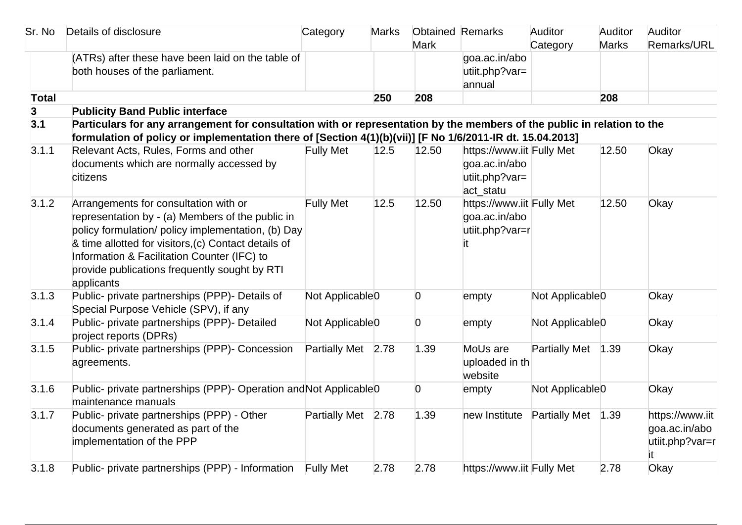| Sr. No | Details of disclosure | Category | Marks | Obtained Mark | Remarks | Auditor Category | Auditor Marks | Auditor Remarks/URL |
|---|---|---|---|---|---|---|---|---|
| | (ATRs) after these have been laid on the table of both houses of the parliament. | | | | goa.ac.in/aboutiit.php?var=annual | | | |
| **Total** | | | **250** | **208** | | | **208** | |
| **3** | **Publicity Band Public interface** | | | | | | | |
| **3.1** | **Particulars for any arrangement for consultation with or representation by the members of the public in relation to the formulation of policy or implementation there of [Section 4(1)(b)(vii)] [F No 1/6/2011-IR dt. 15.04.2013]** | | | | | | | |
| 3.1.1 | Relevant Acts, Rules, Forms and other documents which are normally accessed by citizens | Fully Met | 12.5 | 12.50 | https://www.iitgoa.ac.in/aboutiit.php?var=act_statu | Fully Met | 12.50 | Okay |
| 3.1.2 | Arrangements for consultation with or representation by - (a) Members of the public in policy formulation/ policy implementation, (b) Day & time allotted for visitors,(c) Contact details of Information & Facilitation Counter (IFC) to provide publications frequently sought by RTI applicants | Fully Met | 12.5 | 12.50 | https://www.iitgoa.ac.in/aboutiit.php?var=rit | Fully Met | 12.50 | Okay |
| 3.1.3 | Public- private partnerships (PPP)- Details of Special Purpose Vehicle (SPV), if any | Not Applicable | 0 | 0 | empty | Not Applicable | 0 | Okay |
| 3.1.4 | Public- private partnerships (PPP)- Detailed project reports (DPRs) | Not Applicable | 0 | 0 | empty | Not Applicable | 0 | Okay |
| 3.1.5 | Public- private partnerships (PPP)- Concession agreements. | Partially Met | 2.78 | 1.39 | MoUs are uploaded in th website | Partially Met | 1.39 | Okay |
| 3.1.6 | Public- private partnerships (PPP)- Operation and maintenance manuals | Not Applicable | 0 | 0 | empty | Not Applicable | 0 | Okay |
| 3.1.7 | Public- private partnerships (PPP) - Other documents generated as part of the implementation of the PPP | Partially Met | 2.78 | 1.39 | new Institute | Partially Met | 1.39 | https://www.iitgoa.ac.in/aboutiit.php?var=rit |
| 3.1.8 | Public- private partnerships (PPP) - Information | Fully Met | 2.78 | 2.78 | https://www.iit | Fully Met | 2.78 | Okay |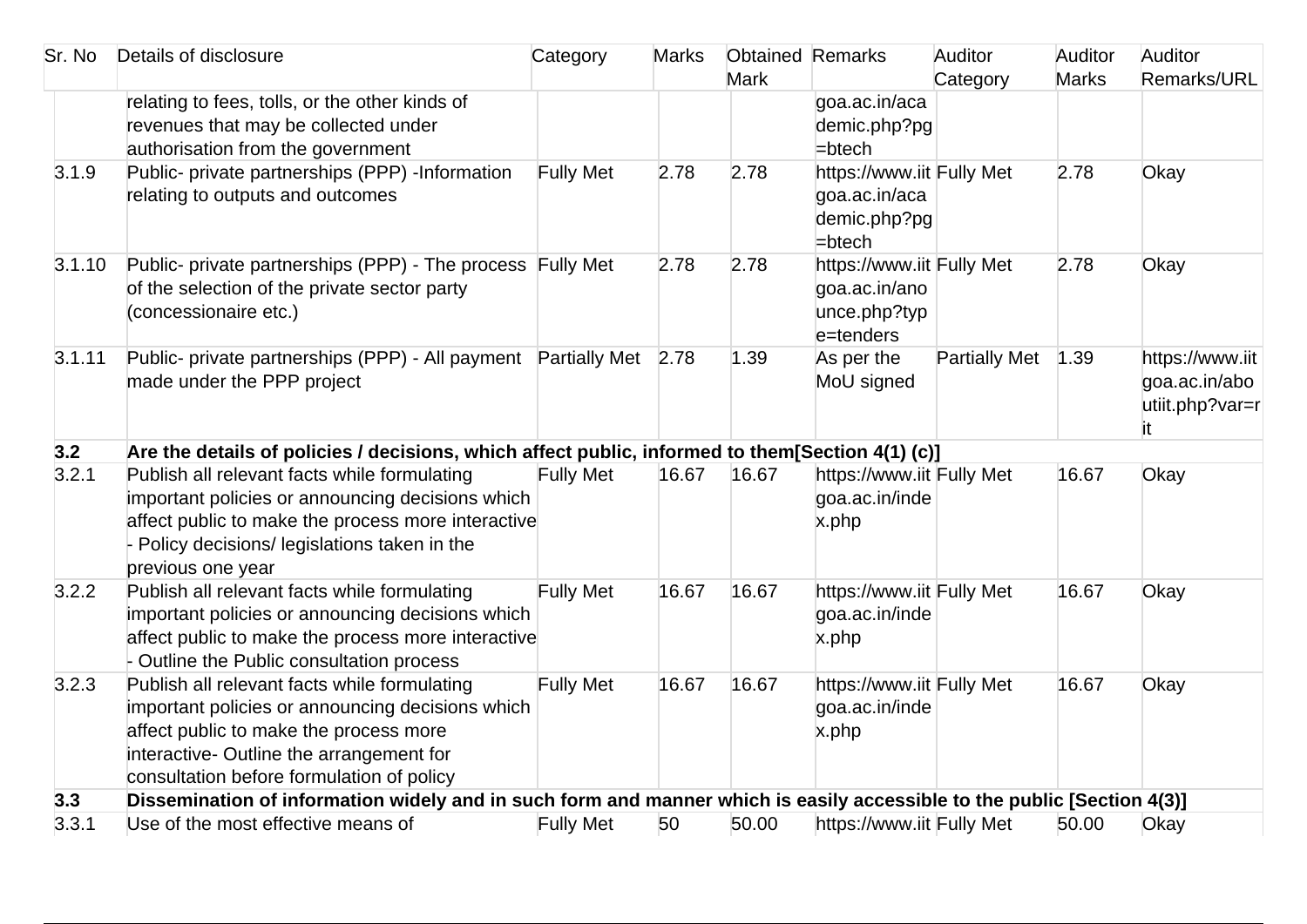| Sr. No | Details of disclosure | Category | Marks | Obtained Mark | Remarks | Auditor Category | Auditor Marks | Auditor Remarks/URL |
|---|---|---|---|---|---|---|---|---|
| | relating to fees, tolls, or the other kinds of revenues that may be collected under authorisation from the government | | | | goa.ac.in/academic.php?pg=btech | | | |
| 3.1.9 | Public- private partnerships (PPP) -Information relating to outputs and outcomes | Fully Met | 2.78 | 2.78 | https://www.iitgoa.ac.in/academic.php?pg=btech | Fully Met | 2.78 | Okay |
| 3.1.10 | Public- private partnerships (PPP) - The process of the selection of the private sector party (concessionaire etc.) | Fully Met | 2.78 | 2.78 | https://www.iitgoa.ac.in/anounce.php?type=tenders | Fully Met | 2.78 | Okay |
| 3.1.11 | Public- private partnerships (PPP) - All payment made under the PPP project | Partially Met | 2.78 | 1.39 | As per the MoU signed | Partially Met | 1.39 | https://www.iitgoa.ac.in/aboutiit.php?var=rit |
| **3.2** | **Are the details of policies / decisions, which affect public, informed to them[Section 4(1) (c)]** | | | | | | | |
| 3.2.1 | Publish all relevant facts while formulating important policies or announcing decisions which affect public to make the process more interactive - Policy decisions/ legislations taken in the previous one year | Fully Met | 16.67 | 16.67 | https://www.iitgoa.ac.in/index.php | Fully Met | 16.67 | Okay |
| 3.2.2 | Publish all relevant facts while formulating important policies or announcing decisions which affect public to make the process more interactive - Outline the Public consultation process | Fully Met | 16.67 | 16.67 | https://www.iitgoa.ac.in/index.php | Fully Met | 16.67 | Okay |
| 3.2.3 | Publish all relevant facts while formulating important policies or announcing decisions which affect public to make the process more interactive- Outline the arrangement for consultation before formulation of policy | Fully Met | 16.67 | 16.67 | https://www.iitgoa.ac.in/index.php | Fully Met | 16.67 | Okay |
| **3.3** | **Dissemination of information widely and in such form and manner which is easily accessible to the public [Section 4(3)]** | | | | | | | |
| 3.3.1 | Use of the most effective means of | Fully Met | 50 | 50.00 | https://www.iit | Fully Met | 50.00 | Okay |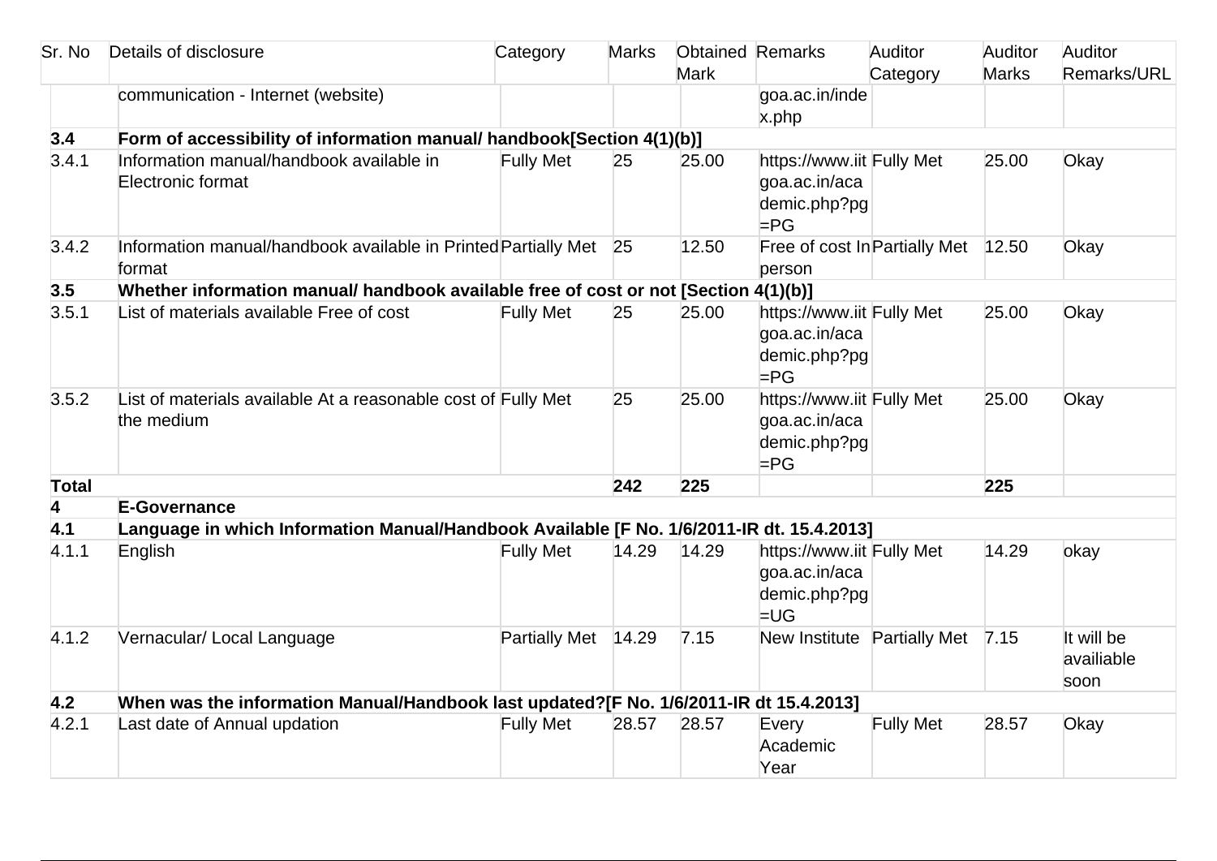| Sr. No | Details of disclosure | Category | Marks | Obtained Mark | Remarks | Auditor Category | Auditor Marks | Auditor Remarks/URL |
|---|---|---|---|---|---|---|---|---|
| | communication - Internet (website) | | | | goa.ac.in/index.php | | | |
| **3.4** | **Form of accessibility of information manual/ handbook[Section 4(1)(b)]** | | | | | | | |
| 3.4.1 | Information manual/handbook available in Electronic format | Fully Met | 25 | 25.00 | https://www.iitgoa.ac.in/academic.php?pg=PG | Fully Met | 25.00 | Okay |
| 3.4.2 | Information manual/handbook available in Printed format | Partially Met | 25 | 12.50 | Free of cost In person | Partially Met | 12.50 | Okay |
| **3.5** | **Whether information manual/ handbook available free of cost or not [Section 4(1)(b)]** | | | | | | | |
| 3.5.1 | List of materials available Free of cost | Fully Met | 25 | 25.00 | https://www.iitgoa.ac.in/academic.php?pg=PG | Fully Met | 25.00 | Okay |
| 3.5.2 | List of materials available At a reasonable cost of the medium | Fully Met | 25 | 25.00 | https://www.iitgoa.ac.in/academic.php?pg=PG | Fully Met | 25.00 | Okay |
| **Total** | | | **242** | **225** | | | **225** | |
| **4** | **E-Governance** | | | | | | | |
| **4.1** | **Language in which Information Manual/Handbook Available [F No. 1/6/2011-IR dt. 15.4.2013]** | | | | | | | |
| 4.1.1 | English | Fully Met | 14.29 | 14.29 | https://www.iitgoa.ac.in/academic.php?pg=UG | Fully Met | 14.29 | okay |
| 4.1.2 | Vernacular/ Local Language | Partially Met | 14.29 | 7.15 | New Institute | Partially Met | 7.15 | It will be availiable soon |
| **4.2** | **When was the information Manual/Handbook last updated?[F No. 1/6/2011-IR dt 15.4.2013]** | | | | | | | |
| 4.2.1 | Last date of Annual updation | Fully Met | 28.57 | 28.57 | Every Academic Year | Fully Met | 28.57 | Okay |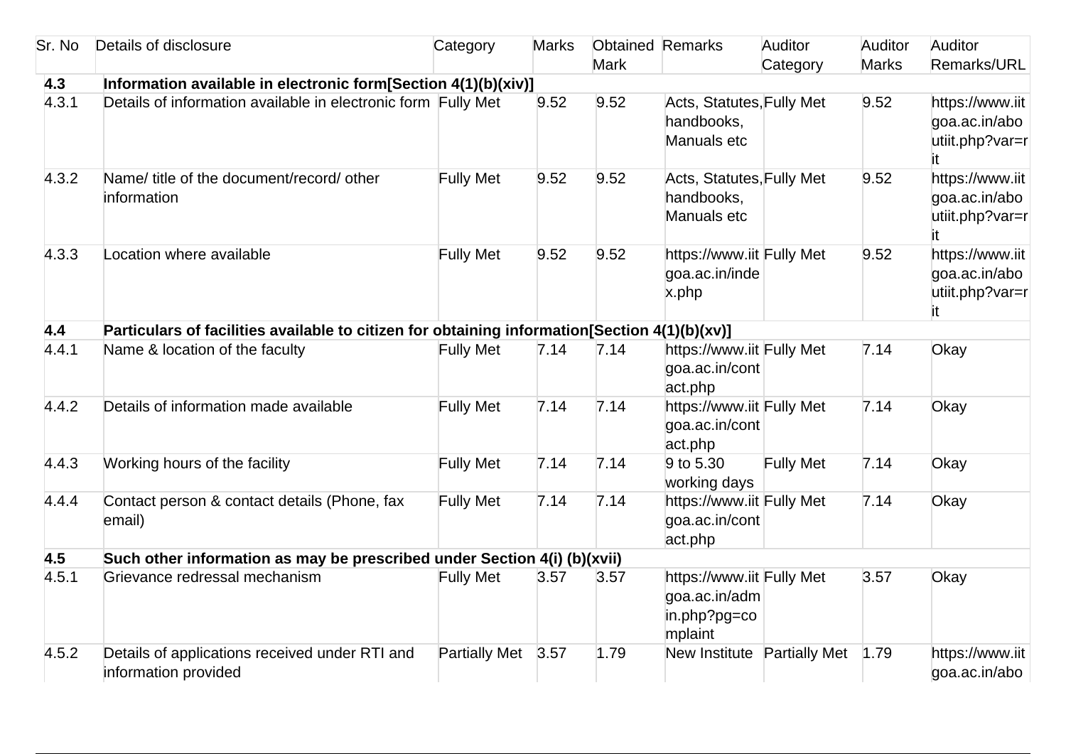| Sr. No | Details of disclosure | Category | Marks | Obtained Mark | Remarks | Auditor Category | Auditor Marks | Auditor Remarks/URL |
|---|---|---|---|---|---|---|---|---|
| **4.3** | **Information available in electronic form[Section 4(1)(b)(xiv)]** | | | | | | | |
| 4.3.1 | Details of information available in electronic form | Fully Met | 9.52 | 9.52 | Acts, Statutes, handbooks, Manuals etc | Fully Met | 9.52 | https://www.iitgoa.ac.in/aboutiit.php?var=rit |
| 4.3.2 | Name/ title of the document/record/ other information | Fully Met | 9.52 | 9.52 | Acts, Statutes, handbooks, Manuals etc | Fully Met | 9.52 | https://www.iitgoa.ac.in/aboutiit.php?var=rit |
| 4.3.3 | Location where available | Fully Met | 9.52 | 9.52 | https://www.iitgoa.ac.in/index.php | Fully Met | 9.52 | https://www.iitgoa.ac.in/aboutiit.php?var=rit |
| **4.4** | **Particulars of facilities available to citizen for obtaining information[Section 4(1)(b)(xv)]** | | | | | | | |
| 4.4.1 | Name & location of the faculty | Fully Met | 7.14 | 7.14 | https://www.iitgoa.ac.in/contact.php | Fully Met | 7.14 | Okay |
| 4.4.2 | Details of information made available | Fully Met | 7.14 | 7.14 | https://www.iitgoa.ac.in/contact.php | Fully Met | 7.14 | Okay |
| 4.4.3 | Working hours of the facility | Fully Met | 7.14 | 7.14 | 9 to 5.30 working days | Fully Met | 7.14 | Okay |
| 4.4.4 | Contact person & contact details (Phone, fax email) | Fully Met | 7.14 | 7.14 | https://www.iitgoa.ac.in/contact.php | Fully Met | 7.14 | Okay |
| **4.5** | **Such other information as may be prescribed under Section 4(i) (b)(xvii)** | | | | | | | |
| 4.5.1 | Grievance redressal mechanism | Fully Met | 3.57 | 3.57 | https://www.iitgoa.ac.in/admin.php?pg=complaint | Fully Met | 3.57 | Okay |
| 4.5.2 | Details of applications received under RTI and information provided | Partially Met | 3.57 | 1.79 | New Institute | Partially Met | 1.79 | https://www.iitgoa.ac.in/abo |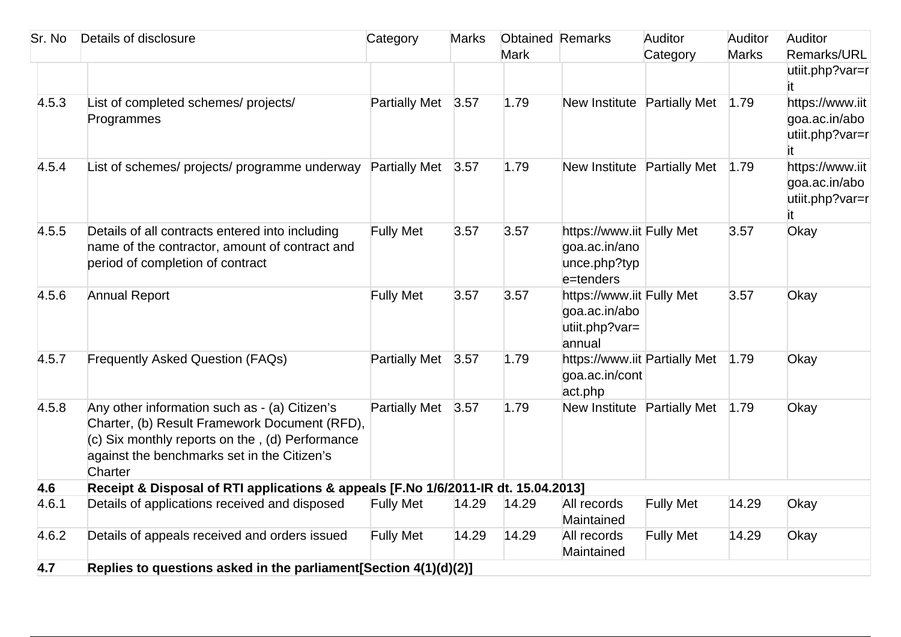| Sr. No | Details of disclosure | Category | Marks | Obtained Mark | Remarks | Auditor Category | Auditor Marks | Auditor Remarks/URL |
|---|---|---|---|---|---|---|---|---|
| | | | | | | | | utiit.php?var=rit |
| 4.5.3 | List of completed schemes/ projects/ Programmes | Partially Met | 3.57 | 1.79 | New Institute | Partially Met | 1.79 | https://www.iitgoa.ac.in/aboutiit.php?var=rit |
| 4.5.4 | List of schemes/ projects/ programme underway | Partially Met | 3.57 | 1.79 | New Institute | Partially Met | 1.79 | https://www.iitgoa.ac.in/aboutiit.php?var=rit |
| 4.5.5 | Details of all contracts entered into including name of the contractor, amount of contract and period of completion of contract | Fully Met | 3.57 | 3.57 | https://www.iitgoa.ac.in/anounce.php?type=tenders | Fully Met | 3.57 | Okay |
| 4.5.6 | Annual Report | Fully Met | 3.57 | 3.57 | https://www.iitgoa.ac.in/aboutiit.php?var=annual | Fully Met | 3.57 | Okay |
| 4.5.7 | Frequently Asked Question (FAQs) | Partially Met | 3.57 | 1.79 | https://www.iitgoa.ac.in/contact.php | Partially Met | 1.79 | Okay |
| 4.5.8 | Any other information such as - (a) Citizen's Charter, (b) Result Framework Document (RFD), (c) Six monthly reports on the , (d) Performance against the benchmarks set in the Citizen's Charter | Partially Met | 3.57 | 1.79 | New Institute | Partially Met | 1.79 | Okay |
| **4.6** | **Receipt & Disposal of RTI applications & appeals [F.No 1/6/2011-IR dt. 15.04.2013]** | | | | | | | |
| 4.6.1 | Details of applications received and disposed | Fully Met | 14.29 | 14.29 | All records Maintained | Fully Met | 14.29 | Okay |
| 4.6.2 | Details of appeals received and orders issued | Fully Met | 14.29 | 14.29 | All records Maintained | Fully Met | 14.29 | Okay |
| **4.7** | **Replies to questions asked in the parliament[Section 4(1)(d)(2)]** | | | | | | | |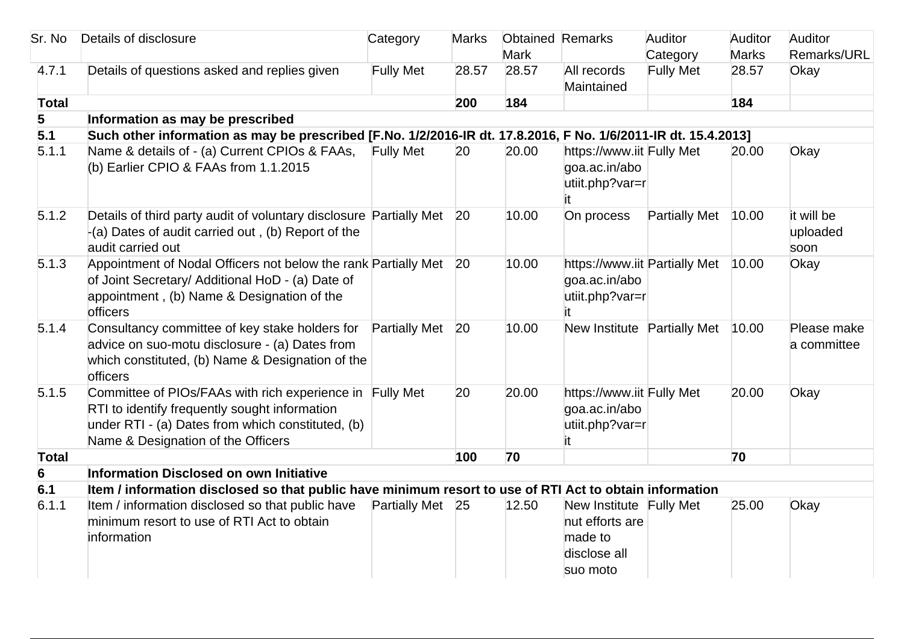| Sr. No | Details of disclosure | Category | Marks | Obtained Mark | Remarks | Auditor Category | Auditor Marks | Auditor Remarks/URL |
|---|---|---|---|---|---|---|---|---|
| 4.7.1 | Details of questions asked and replies given | Fully Met | 28.57 | 28.57 | All records Maintained | Fully Met | 28.57 | Okay |
| **Total** | | | **200** | **184** | | | **184** | |
| **5** | **Information as may be prescribed** | | | | | | | |
| **5.1** | **Such other information as may be prescribed [F.No. 1/2/2016-IR dt. 17.8.2016, F No. 1/6/2011-IR dt. 15.4.2013]** | | | | | | | |
| 5.1.1 | Name & details of - (a) Current CPIOs & FAAs, (b) Earlier CPIO & FAAs from 1.1.2015 | Fully Met | 20 | 20.00 | https://www.iitgoa.ac.in/aboutiit.php?var=rit | Fully Met | 20.00 | Okay |
| 5.1.2 | Details of third party audit of voluntary disclosure -(a) Dates of audit carried out , (b) Report of the audit carried out | Partially Met | 20 | 10.00 | On process | Partially Met | 10.00 | it will be uploaded soon |
| 5.1.3 | Appointment of Nodal Officers not below the rank of Joint Secretary/ Additional HoD - (a) Date of appointment , (b) Name & Designation of the officers | Partially Met | 20 | 10.00 | https://www.iitgoa.ac.in/aboutiit.php?var=rit | Partially Met | 10.00 | Okay |
| 5.1.4 | Consultancy committee of key stake holders for advice on suo-motu disclosure - (a) Dates from which constituted, (b) Name & Designation of the officers | Partially Met | 20 | 10.00 | New Institute | Partially Met | 10.00 | Please make a committee |
| 5.1.5 | Committee of PIOs/FAAs with rich experience in RTI to identify frequently sought information under RTI - (a) Dates from which constituted, (b) Name & Designation of the Officers | Fully Met | 20 | 20.00 | https://www.iitgoa.ac.in/aboutiit.php?var=rit | Fully Met | 20.00 | Okay |
| **Total** | | | **100** | **70** | | | **70** | |
| **6** | **Information Disclosed on own Initiative** | | | | | | | |
| **6.1** | **Item / information disclosed so that public have minimum resort to use of RTI Act to obtain information** | | | | | | | |
| 6.1.1 | Item / information disclosed so that public have minimum resort to use of RTI Act to obtain information | Partially Met | 25 | 12.50 | New Institute nut efforts are made to disclose all suo moto | Fully Met | 25.00 | Okay |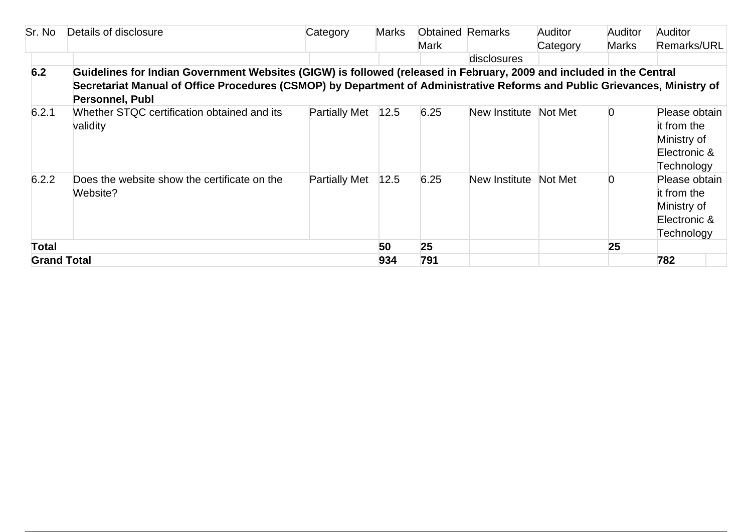| Sr. No | Details of disclosure | Category | Marks | Obtained Mark | Remarks | Auditor Category | Auditor Marks | Auditor Remarks/URL |
|---|---|---|---|---|---|---|---|---|
| | | | | | disclosures | | | |
| **6.2** | **Guidelines for Indian Government Websites (GIGW) is followed (released in February, 2009 and included in the Central Secretariat Manual of Office Procedures (CSMOP) by Department of Administrative Reforms and Public Grievances, Ministry of Personnel, Publ** | | | | | | | |
| 6.2.1 | Whether STQC certification obtained and its validity | Partially Met | 12.5 | 6.25 | New Institute | Not Met | 0 | Please obtain it from the Ministry of Electronic & Technology |
| 6.2.2 | Does the website show the certificate on the Website? | Partially Met | 12.5 | 6.25 | New Institute | Not Met | 0 | Please obtain it from the Ministry of Electronic & Technology |
| **Total** | | | **50** | **25** | | | **25** | |
| **Grand Total** | | | **934** | **791** | | | | **782** |